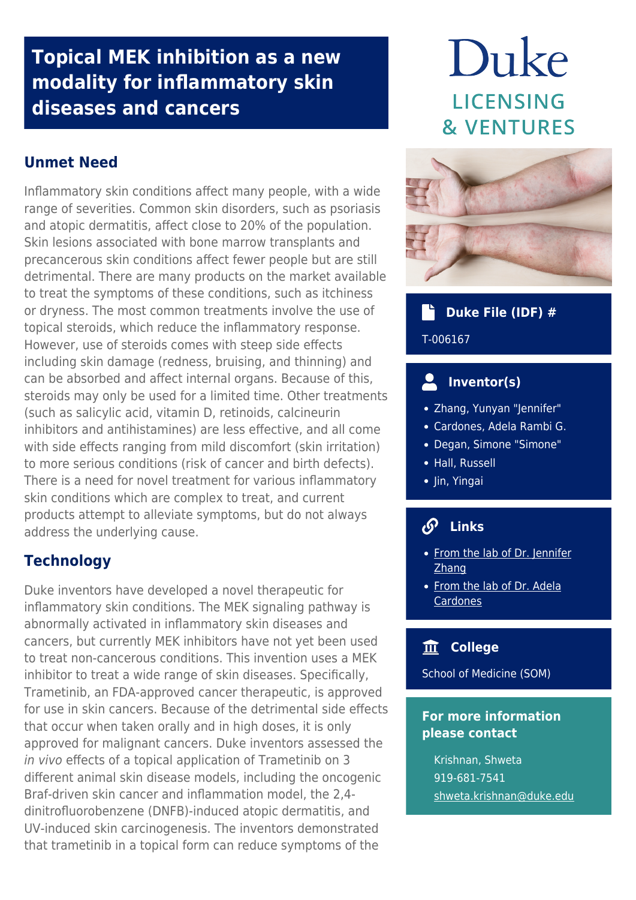# Topical MEK inhibition as a new modality for inflammatory skin diseases and cancers

## Unmet Need

Inflammatory skin conditions affect many people, with a wide range of severities. Common skin disorders, such as psoriasis and atopic dermatitis, affect close to 20% of the population. Skin lesions associated with bone marrow transplants and precancerous skin conditions affect fewer people but are still detrimental. There are many products on the market available to treat the symptoms of these conditions, such as itchiness or dryness. The most common treatments involve the use of topical steroids, which reduce the inflammatory response. However, use of steroids comes with steep side effects including skin damage (redness, bruising, and thinning) and can be absorbed and affect internal organs. Because of this, steroids may only be used for a limited time. Other treatments (such as salicylic acid, vitamin D, retinoids, calcineurin inhibitors and antihistamines) are less effective, and all come with side effects ranging from mild discomfort (skin irritation) to more serious conditions (risk of cancer and birth defects). There is a need for novel treatment for various inflammatory skin conditions which are complex to treat, and current products attempt to alleviate symptoms, but do not always address the underlying cause.

## Technology

Duke inventors have developed a novel therapeutic for inflammatory skin conditions. The MEK signaling pathway is abnormally activated in inflammatory skin diseases and cancers, but currently MEK inhibitors have not yet been used to treat non-cancerous conditions. This invention uses a MEK inhibitor to treat a wide range of skin diseases. Specifically, Trametinib, an FDA-approved cancer therapeutic, is approved for use in skin cancers. Because of the detrimental side effects that occur when taken orally and in high doses, it is only approved for malignant cancers. Duke inventors assessed the *in vivo* effects of a topical application of Trametinib on 3 different animal skin disease models, including the oncogenic Braf-driven skin cancer and inflammation model, the 2,4-dinitrofluorobenzene (DNFB)-induced atopic dermatitis, and UV-induced skin carcinogenesis. The inventors demonstrated that trametinib in a topical form can reduce symptoms of the

Duke
LICENSING & VENTURES

### Duke File (IDF) #

T-006167

### Inventor(s)

- Zhang, Yunyan "Jennifer"
- Cardones, Adela Rambi G.
- Degan, Simone "Simone"
- Hall, Russell
- Jin, Yingai

### Links

- From the lab of Dr. Jennifer Zhang
- From the lab of Dr. Adela Cardones

### College

School of Medicine (SOM)

### For more information please contact

Krishnan, Shweta
919-681-7541
shweta.krishnan@duke.edu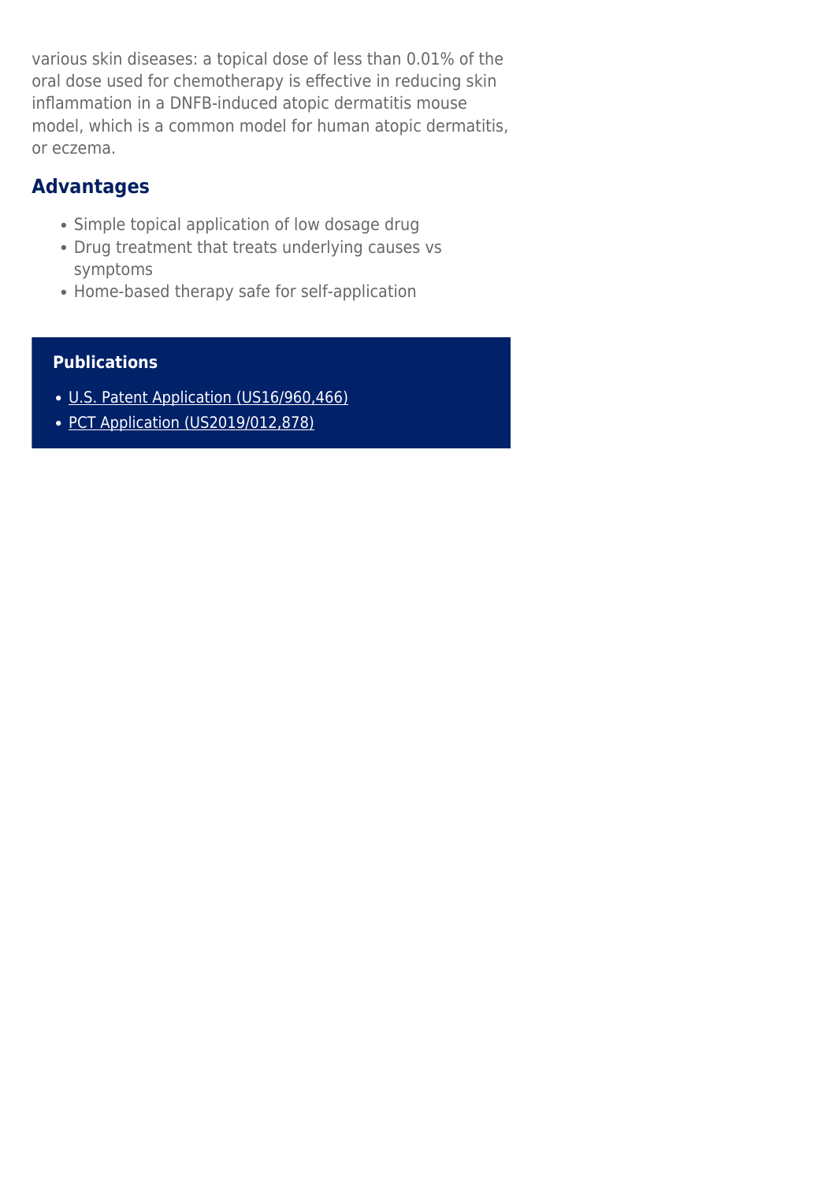various skin diseases: a topical dose of less than 0.01% of the oral dose used for chemotherapy is effective in reducing skin inflammation in a DNFB-induced atopic dermatitis mouse model, which is a common model for human atopic dermatitis, or eczema.

## Advantages

- Simple topical application of low dosage drug
- Drug treatment that treats underlying causes vs symptoms
- Home-based therapy safe for self-application

### Publications

- U.S. Patent Application (US16/960,466)
- PCT Application (US2019/012,878)